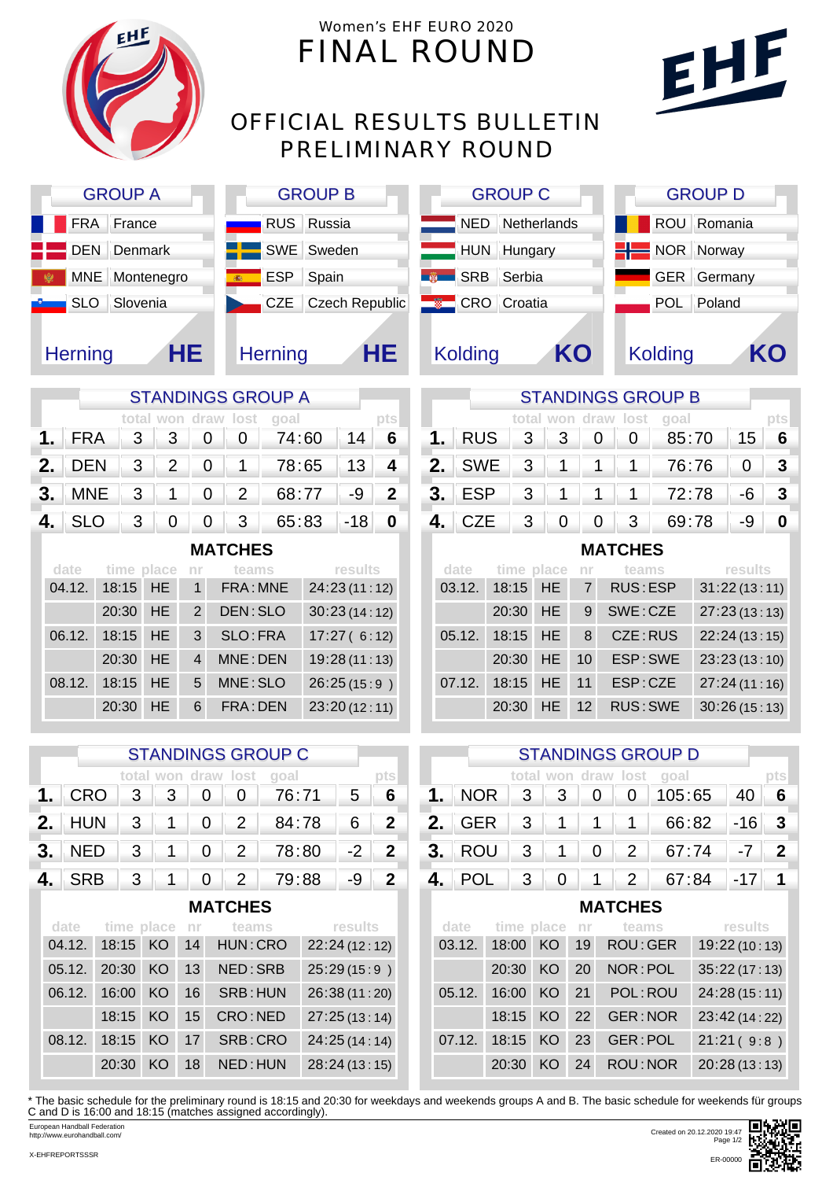# Women's EHF EURO 2020

# FINAL ROUND

## OFFICIAL RESULTS BULLETIN

## PRELIMINARY ROUND

| GROUP A | | GROUP B | | GROUP C | | GROUP D | |
|---|---|---|---|---|---|---|---|
| FRA | France | RUS | Russia | NED | Netherlands | ROU | Romania |
| DEN | Denmark | SWE | Sweden | HUN | Hungary | NOR | Norway |
| MNE | Montenegro | ESP | Spain | SRB | Serbia | GER | Germany |
| SLO | Slovenia | CZE | Czech Republic | CRO | Croatia | POL | Poland |
| Herning | HE | Herning | HE | Kolding | KO | Kolding | KO |

### STANDINGS GROUP A

| | | total | won | draw | lost | goal | | pts |
|---|---|---|---|---|---|---|---|---|
| 1. | FRA | 3 | 3 | 0 | 0 | 74:60 | 14 | 6 |
| 2. | DEN | 3 | 2 | 0 | 1 | 78:65 | 13 | 4 |
| 3. | MNE | 3 | 1 | 0 | 2 | 68:77 | -9 | 2 |
| 4. | SLO | 3 | 0 | 0 | 3 | 65:83 | -18 | 0 |

**MATCHES**

| date | time | place | nr | teams | results |
|---|---|---|---|---|---|
| 04.12. | 18:15 | HE | 1 | FRA : MNE | 24:23 (11 : 12) |
| | 20:30 | HE | 2 | DEN : SLO | 30:23 (14 : 12) |
| 06.12. | 18:15 | HE | 3 | SLO : FRA | 17:27 ( 6 : 12) |
| | 20:30 | HE | 4 | MNE : DEN | 19:28 (11 : 13) |
| 08.12. | 18:15 | HE | 5 | MNE : SLO | 26:25 (15 : 9 ) |
| | 20:30 | HE | 6 | FRA : DEN | 23:20 (12 : 11) |

### STANDINGS GROUP B

| | | total | won | draw | lost | goal | | pts |
|---|---|---|---|---|---|---|---|---|
| 1. | RUS | 3 | 3 | 0 | 0 | 85:70 | 15 | 6 |
| 2. | SWE | 3 | 1 | 1 | 1 | 76:76 | 0 | 3 |
| 3. | ESP | 3 | 1 | 1 | 1 | 72:78 | -6 | 3 |
| 4. | CZE | 3 | 0 | 0 | 3 | 69:78 | -9 | 0 |

**MATCHES**

| date | time | place | nr | teams | results |
|---|---|---|---|---|---|
| 03.12. | 18:15 | HE | 7 | RUS : ESP | 31:22 (13 : 11) |
| | 20:30 | HE | 9 | SWE : CZE | 27:23 (13 : 13) |
| 05.12. | 18:15 | HE | 8 | CZE : RUS | 22:24 (13 : 15) |
| | 20:30 | HE | 10 | ESP : SWE | 23:23 (13 : 10) |
| 07.12. | 18:15 | HE | 11 | ESP : CZE | 27:24 (11 : 16) |
| | 20:30 | HE | 12 | RUS : SWE | 30:26 (15 : 13) |

### STANDINGS GROUP C

| | | total | won | draw | lost | goal | | pts |
|---|---|---|---|---|---|---|---|---|
| 1. | CRO | 3 | 3 | 0 | 0 | 76:71 | 5 | 6 |
| 2. | HUN | 3 | 1 | 0 | 2 | 84:78 | 6 | 2 |
| 3. | NED | 3 | 1 | 0 | 2 | 78:80 | -2 | 2 |
| 4. | SRB | 3 | 1 | 0 | 2 | 79:88 | -9 | 2 |

**MATCHES**

| date | time | place | nr | teams | results |
|---|---|---|---|---|---|
| 04.12. | 18:15 | KO | 14 | HUN : CRO | 22:24 (12 : 12) |
| 05.12. | 20:30 | KO | 13 | NED : SRB | 25:29 (15 : 9 ) |
| 06.12. | 16:00 | KO | 16 | SRB : HUN | 26:38 (11 : 20) |
| | 18:15 | KO | 15 | CRO : NED | 27:25 (13 : 14) |
| 08.12. | 18:15 | KO | 17 | SRB : CRO | 24:25 (14 : 14) |
| | 20:30 | KO | 18 | NED : HUN | 28:24 (13 : 15) |

### STANDINGS GROUP D

| | | total | won | draw | lost | goal | | pts |
|---|---|---|---|---|---|---|---|---|
| 1. | NOR | 3 | 3 | 0 | 0 | 105:65 | 40 | 6 |
| 2. | GER | 3 | 1 | 1 | 1 | 66:82 | -16 | 3 |
| 3. | ROU | 3 | 1 | 0 | 2 | 67:74 | -7 | 2 |
| 4. | POL | 3 | 0 | 1 | 2 | 67:84 | -17 | 1 |

**MATCHES**

| date | time | place | nr | teams | results |
|---|---|---|---|---|---|
| 03.12. | 18:00 | KO | 19 | ROU : GER | 19:22 (10 : 13) |
| | 20:30 | KO | 20 | NOR : POL | 35:22 (17 : 13) |
| 05.12. | 16:00 | KO | 21 | POL : ROU | 24:28 (15 : 11) |
| | 18:15 | KO | 22 | GER : NOR | 23:42 (14 : 22) |
| 07.12. | 18:15 | KO | 23 | GER : POL | 21:21 ( 9 : 8 ) |
| | 20:30 | KO | 24 | ROU : NOR | 20:28 (13 : 13) |

* The basic schedule for the preliminary round is 18:15 and 20:30 for weekdays and weekends groups A and B. The basic schedule for weekends für groups C and D is 16:00 and 18:15 (matches assigned accordingly).

European Handball Federation
http://www.eurohandball.com/

X-EHFREPORTSSSR

Created on 20.12.2020 19:47

ER-00000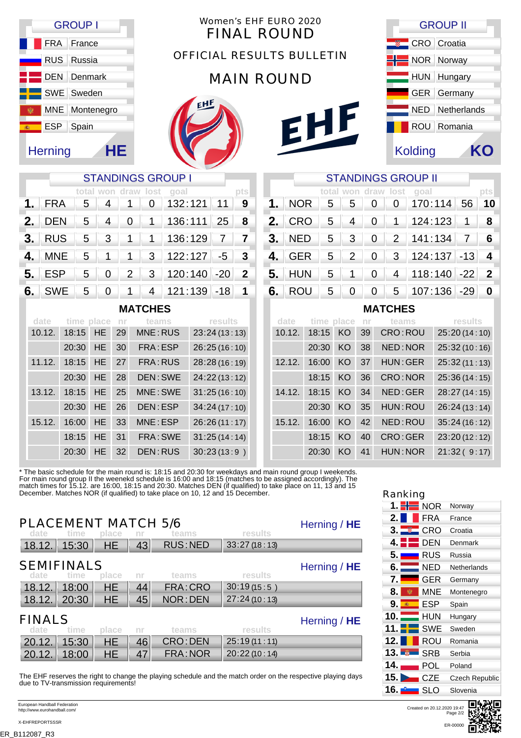# Women's EHF EURO 2020
# FINAL ROUND
## OFFICIAL RESULTS BULLETIN
## MAIN ROUND

### GROUP I

| | |
|---|---|
| FRA | France |
| RUS | Russia |
| DEN | Denmark |
| SWE | Sweden |
| MNE | Montenegro |
| ESP | Spain |

Herning **HE**

### GROUP II

| | |
|---|---|
| CRO | Croatia |
| NOR | Norway |
| HUN | Hungary |
| GER | Germany |
| NED | Netherlands |
| ROU | Romania |

Kolding **KO**

### STANDINGS GROUP I

| | | total | won | draw | lost | goal | | pts |
|---|---|---|---|---|---|---|---|---|
| 1. | FRA | 5 | 4 | 1 | 0 | 132:121 | 11 | 9 |
| 2. | DEN | 5 | 4 | 0 | 1 | 136:111 | 25 | 8 |
| 3. | RUS | 5 | 3 | 1 | 1 | 136:129 | 7 | 7 |
| 4. | MNE | 5 | 1 | 1 | 3 | 122:127 | -5 | 3 |
| 5. | ESP | 5 | 0 | 2 | 3 | 120:140 | -20 | 2 |
| 6. | SWE | 5 | 0 | 1 | 4 | 121:139 | -18 | 1 |

#### MATCHES

| date | time | place | nr | teams | results |
|---|---|---|---|---|---|
| 10.12. | 18:15 | HE | 29 | MNE:RUS | 23:24 (13:13) |
| | 20:30 | HE | 30 | FRA:ESP | 26:25 (16:10) |
| 11.12. | 18:15 | HE | 27 | FRA:RUS | 28:28 (16:19) |
| | 20:30 | HE | 28 | DEN:SWE | 24:22 (13:12) |
| 13.12. | 18:15 | HE | 25 | MNE:SWE | 31:25 (16:10) |
| | 20:30 | HE | 26 | DEN:ESP | 34:24 (17:10) |
| 15.12. | 16:00 | HE | 33 | MNE:ESP | 26:26 (11:17) |
| | 18:15 | HE | 31 | FRA:SWE | 31:25 (14:14) |
| | 20:30 | HE | 32 | DEN:RUS | 30:23 (13:9) |

### STANDINGS GROUP II

| | | total | won | draw | lost | goal | | pts |
|---|---|---|---|---|---|---|---|---|
| 1. | NOR | 5 | 5 | 0 | 0 | 170:114 | 56 | 10 |
| 2. | CRO | 5 | 4 | 0 | 1 | 124:123 | 1 | 8 |
| 3. | NED | 5 | 3 | 0 | 2 | 141:134 | 7 | 6 |
| 4. | GER | 5 | 2 | 0 | 3 | 124:137 | -13 | 4 |
| 5. | HUN | 5 | 1 | 0 | 4 | 118:140 | -22 | 2 |
| 6. | ROU | 5 | 0 | 0 | 5 | 107:136 | -29 | 0 |

#### MATCHES

| date | time | place | nr | teams | results |
|---|---|---|---|---|---|
| 10.12. | 18:15 | KO | 39 | CRO:ROU | 25:20 (14:10) |
| | 20:30 | KO | 38 | NED:NOR | 25:32 (10:16) |
| 12.12. | 16:00 | KO | 37 | HUN:GER | 25:32 (11:13) |
| | 18:15 | KO | 36 | CRO:NOR | 25:36 (14:15) |
| 14.12. | 18:15 | KO | 34 | NED:GER | 28:27 (14:15) |
| | 20:30 | KO | 35 | HUN:ROU | 26:24 (13:14) |
| 15.12. | 16:00 | KO | 42 | NED:ROU | 35:24 (16:12) |
| | 18:15 | KO | 40 | CRO:GER | 23:20 (12:12) |
| | 20:30 | KO | 41 | HUN:NOR | 21:32 (9:17) |

* The basic schedule for the main round is: 18:15 and 20:30 for weekdays and main round group I weekends. For main round group II the weenekd schedule is 16:00 and 18:15 (matches to be assigned accordingly). The match times for 15.12. are 16:00, 18:15 and 20:30. Matches DEN (if qualified) to take place on 11, 13 and 15 December. Matches NOR (if qualified) to take place on 10, 12 and 15 December.

## PLACEMENT MATCH 5/6

Herning / **HE**

| date | time | place | nr | teams | results |
|---|---|---|---|---|---|
| 18.12. | 15:30 | HE | 43 | RUS:NED | 33:27 (18:13) |

## SEMIFINALS

Herning / **HE**

| date | time | place | nr | teams | results |
|---|---|---|---|---|---|
| 18.12. | 18:00 | HE | 44 | FRA:CRO | 30:19 (15:5) |
| 18.12. | 20:30 | HE | 45 | NOR:DEN | 27:24 (10:13) |

## FINALS

Herning / **HE**

| date | time | place | nr | teams | results |
|---|---|---|---|---|---|
| 20.12. | 15:30 | HE | 46 | CRO:DEN | 25:19 (11:11) |
| 20.12. | 18:00 | HE | 47 | FRA:NOR | 20:22 (10:14) |

The EHF reserves the right to change the playing schedule and the match order on the respective playing days due to TV-transmission requirements!

## Ranking

| | | |
|---|---|---|
| 1. | NOR | Norway |
| 2. | FRA | France |
| 3. | CRO | Croatia |
| 4. | DEN | Denmark |
| 5. | RUS | Russia |
| 6. | NED | Netherlands |
| 7. | GER | Germany |
| 8. | MNE | Montenegro |
| 9. | ESP | Spain |
| 10. | HUN | Hungary |
| 11. | SWE | Sweden |
| 12. | ROU | Romania |
| 13. | SRB | Serbia |
| 14. | POL | Poland |
| 15. | CZE | Czech Republic |
| 16. | SLO | Slovenia |

European Handball Federation
http://www.eurohandball.com/

X-EHFREPORTSSSR

Created on 20.12.2020 19:47

ER-00000

ER_B112087_R3